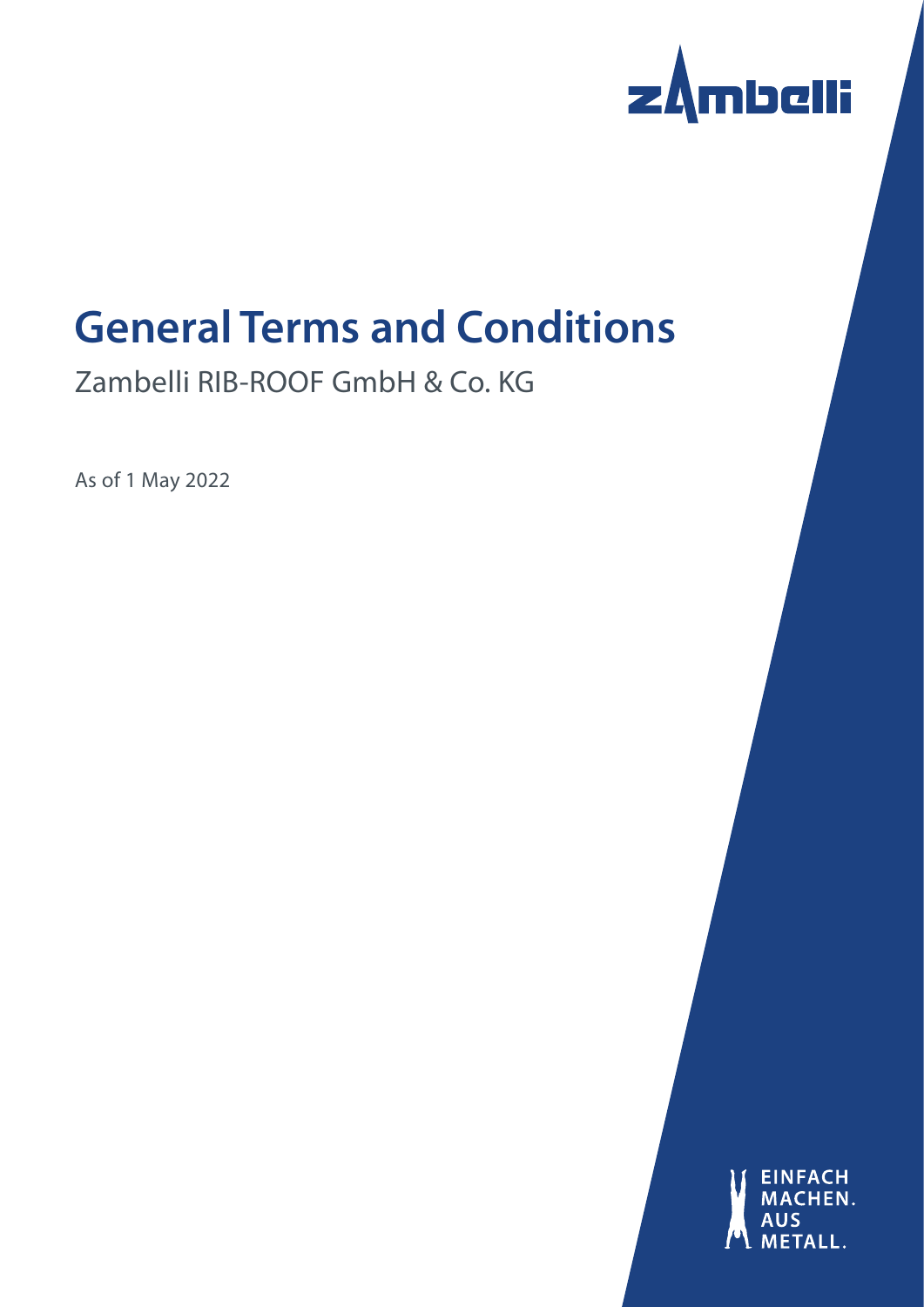zambelli

# General Terms and Conditions

## Zambelli RIB-ROOF GmbH & Co. KG

As of 1 May 2022

EINFACH MACHEN. AUS METALL.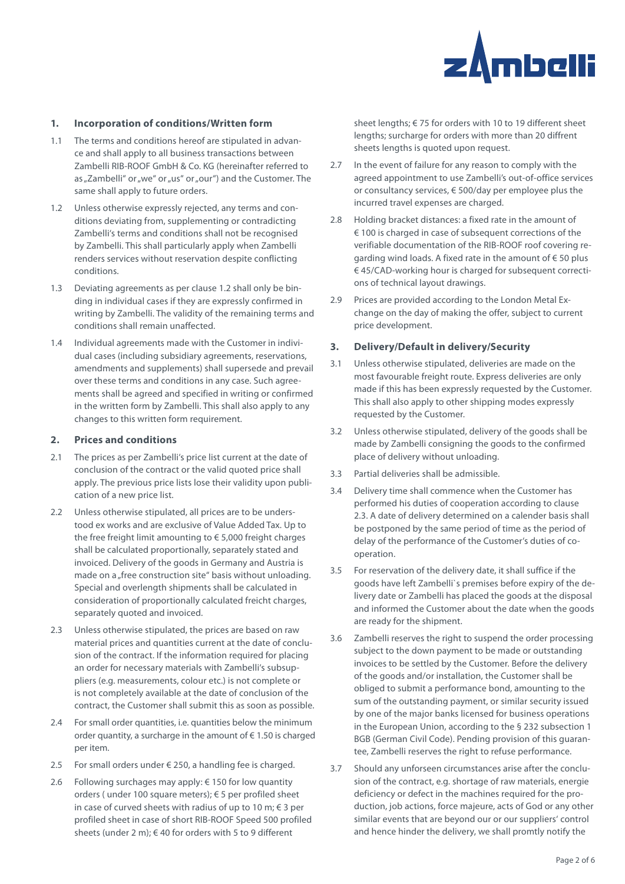## 1. Incorporation of conditions/Written form

1.1 The terms and conditions hereof are stipulated in advance and shall apply to all business transactions between Zambelli RIB-ROOF GmbH & Co. KG (hereinafter referred to as „Zambelli" or „we" or „us" or „our") and the Customer. The same shall apply to future orders.

1.2 Unless otherwise expressly rejected, any terms and conditions deviating from, supplementing or contradicting Zambelli's terms and conditions shall not be recognised by Zambelli. This shall particularly apply when Zambelli renders services without reservation despite conflicting conditions.

1.3 Deviating agreements as per clause 1.2 shall only be binding in individual cases if they are expressly confirmed in writing by Zambelli. The validity of the remaining terms and conditions shall remain unaffected.

1.4 Individual agreements made with the Customer in individual cases (including subsidiary agreements, reservations, amendments and supplements) shall supersede and prevail over these terms and conditions in any case. Such agreements shall be agreed and specified in writing or confirmed in the written form by Zambelli. This shall also apply to any changes to this written form requirement.

## 2. Prices and conditions

2.1 The prices as per Zambelli's price list current at the date of conclusion of the contract or the valid quoted price shall apply. The previous price lists lose their validity upon publication of a new price list.

2.2 Unless otherwise stipulated, all prices are to be understood ex works and are exclusive of Value Added Tax. Up to the free freight limit amounting to € 5,000 freight charges shall be calculated proportionally, separately stated and invoiced. Delivery of the goods in Germany and Austria is made on a „free construction site" basis without unloading. Special and overlength shipments shall be calculated in consideration of proportionally calculated freicht charges, separately quoted and invoiced.

2.3 Unless otherwise stipulated, the prices are based on raw material prices and quantities current at the date of conclusion of the contract. If the information required for placing an order for necessary materials with Zambelli's subsuppliers (e.g. measurements, colour etc.) is not complete or is not completely available at the date of conclusion of the contract, the Customer shall submit this as soon as possible.

2.4 For small order quantities, i.e. quantities below the minimum order quantity, a surcharge in the amount of € 1.50 is charged per item.

2.5 For small orders under € 250, a handling fee is charged.

2.6 Following surchages may apply: € 150 for low quantity orders ( under 100 square meters); € 5 per profiled sheet in case of curved sheets with radius of up to 10 m; € 3 per profiled sheet in case of short RIB-ROOF Speed 500 profiled sheets (under 2 m); € 40 for orders with 5 to 9 different sheet lengths; € 75 for orders with 10 to 19 different sheet lengths; surcharge for orders with more than 20 diffrent sheets lengths is quoted upon request.

2.7 In the event of failure for any reason to comply with the agreed appointment to use Zambelli's out-of-office services or consultancy services, € 500/day per employee plus the incurred travel expenses are charged.

2.8 Holding bracket distances: a fixed rate in the amount of € 100 is charged in case of subsequent corrections of the verifiable documentation of the RIB-ROOF roof covering regarding wind loads. A fixed rate in the amount of € 50 plus € 45/CAD-working hour is charged for subsequent corrections of technical layout drawings.

2.9 Prices are provided according to the London Metal Exchange on the day of making the offer, subject to current price development.

## 3. Delivery/Default in delivery/Security

3.1 Unless otherwise stipulated, deliveries are made on the most favourable freight route. Express deliveries are only made if this has been expressly requested by the Customer. This shall also apply to other shipping modes expressly requested by the Customer.

3.2 Unless otherwise stipulated, delivery of the goods shall be made by Zambelli consigning the goods to the confirmed place of delivery without unloading.

3.3 Partial deliveries shall be admissible.

3.4 Delivery time shall commence when the Customer has performed his duties of cooperation according to clause 2.3. A date of delivery determined on a calender basis shall be postponed by the same period of time as the period of delay of the performance of the Customer's duties of cooperation.

3.5 For reservation of the delivery date, it shall suffice if the goods have left Zambelli`s premises before expiry of the delivery date or Zambelli has placed the goods at the disposal and informed the Customer about the date when the goods are ready for the shipment.

3.6 Zambelli reserves the right to suspend the order processing subject to the down payment to be made or outstanding invoices to be settled by the Customer. Before the delivery of the goods and/or installation, the Customer shall be obliged to submit a performance bond, amounting to the sum of the outstanding payment, or similar security issued by one of the major banks licensed for business operations in the European Union, according to the § 232 subsection 1 BGB (German Civil Code). Pending provision of this guarantee, Zambelli reserves the right to refuse performance.

3.7 Should any unforseen circumstances arise after the conclusion of the contract, e.g. shortage of raw materials, energie deficiency or defect in the machines required for the production, job actions, force majeure, acts of God or any other similar events that are beyond our or our suppliers' control and hence hinder the delivery, we shall promtly notify the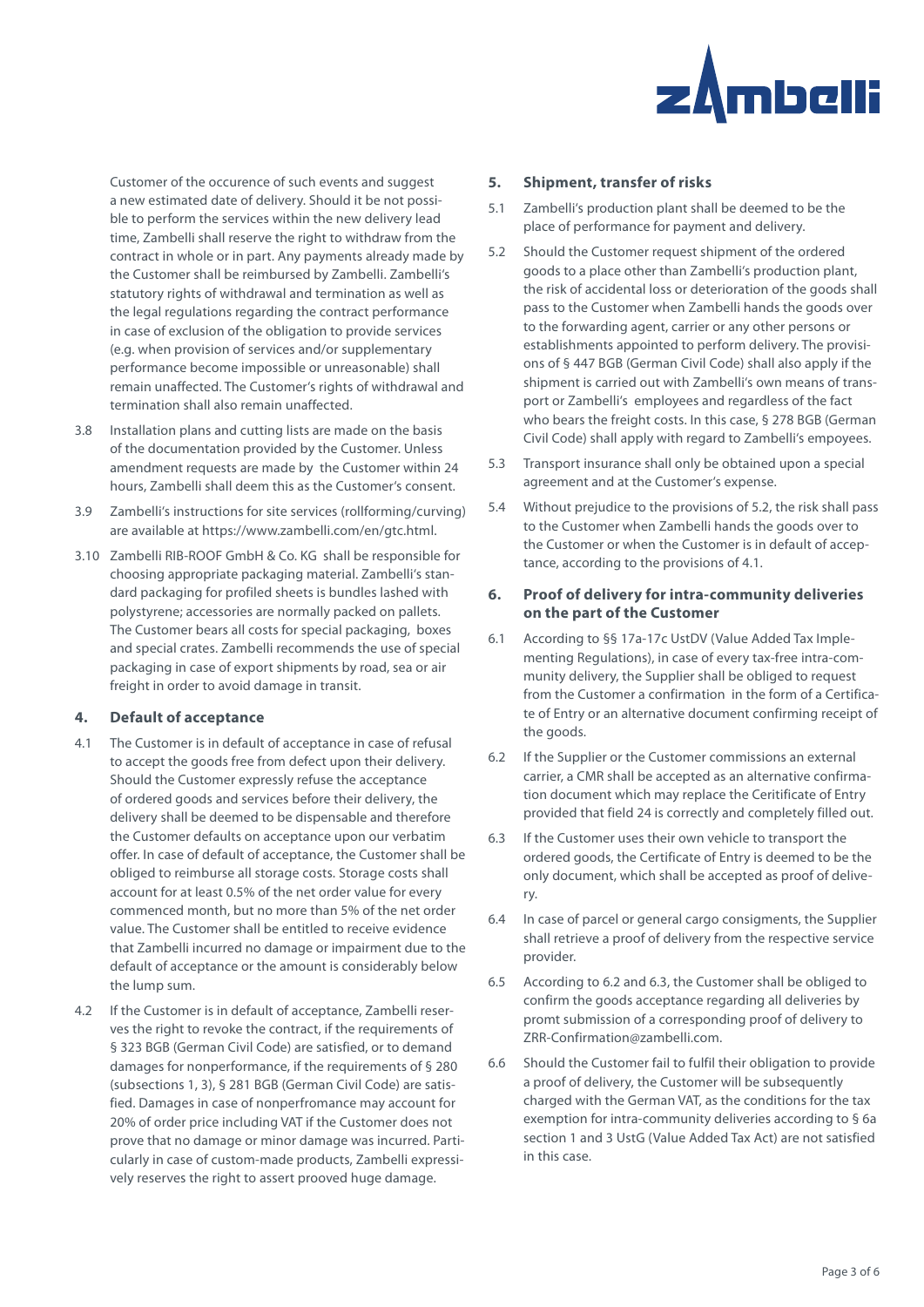Customer of the occurence of such events and suggest a new estimated date of delivery. Should it be not possible to perform the services within the new delivery lead time, Zambelli shall reserve the right to withdraw from the contract in whole or in part. Any payments already made by the Customer shall be reimbursed by Zambelli. Zambelli's statutory rights of withdrawal and termination as well as the legal regulations regarding the contract performance in case of exclusion of the obligation to provide services (e.g. when provision of services and/or supplementary performance become impossible or unreasonable) shall remain unaffected. The Customer's rights of withdrawal and termination shall also remain unaffected.

3.8 Installation plans and cutting lists are made on the basis of the documentation provided by the Customer. Unless amendment requests are made by the Customer within 24 hours, Zambelli shall deem this as the Customer's consent.

3.9 Zambelli's instructions for site services (rollforming/curving) are available at https://www.zambelli.com/en/gtc.html.

3.10 Zambelli RIB-ROOF GmbH & Co. KG shall be responsible for choosing appropriate packaging material. Zambelli's standard packaging for profiled sheets is bundles lashed with polystyrene; accessories are normally packed on pallets. The Customer bears all costs for special packaging, boxes and special crates. Zambelli recommends the use of special packaging in case of export shipments by road, sea or air freight in order to avoid damage in transit.

## 4. Default of acceptance

4.1 The Customer is in default of acceptance in case of refusal to accept the goods free from defect upon their delivery. Should the Customer expressly refuse the acceptance of ordered goods and services before their delivery, the delivery shall be deemed to be dispensable and therefore the Customer defaults on acceptance upon our verbatim offer. In case of default of acceptance, the Customer shall be obliged to reimburse all storage costs. Storage costs shall account for at least 0.5% of the net order value for every commenced month, but no more than 5% of the net order value. The Customer shall be entitled to receive evidence that Zambelli incurred no damage or impairment due to the default of acceptance or the amount is considerably below the lump sum.

4.2 If the Customer is in default of acceptance, Zambelli reserves the right to revoke the contract, if the requirements of § 323 BGB (German Civil Code) are satisfied, or to demand damages for nonperformance, if the requirements of § 280 (subsections 1, 3), § 281 BGB (German Civil Code) are satisfied. Damages in case of nonperfromance may account for 20% of order price including VAT if the Customer does not prove that no damage or minor damage was incurred. Particularly in case of custom-made products, Zambelli expressively reserves the right to assert prooved huge damage.

## 5. Shipment, transfer of risks

5.1 Zambelli's production plant shall be deemed to be the place of performance for payment and delivery.

5.2 Should the Customer request shipment of the ordered goods to a place other than Zambelli's production plant, the risk of accidental loss or deterioration of the goods shall pass to the Customer when Zambelli hands the goods over to the forwarding agent, carrier or any other persons or establishments appointed to perform delivery. The provisions of § 447 BGB (German Civil Code) shall also apply if the shipment is carried out with Zambelli's own means of transport or Zambelli's employees and regardless of the fact who bears the freight costs. In this case, § 278 BGB (German Civil Code) shall apply with regard to Zambelli's empoyees.

5.3 Transport insurance shall only be obtained upon a special agreement and at the Customer's expense.

5.4 Without prejudice to the provisions of 5.2, the risk shall pass to the Customer when Zambelli hands the goods over to the Customer or when the Customer is in default of acceptance, according to the provisions of 4.1.

## 6. Proof of delivery for intra-community deliveries on the part of the Customer

6.1 According to §§ 17a-17c UstDV (Value Added Tax Implementing Regulations), in case of every tax-free intra-community delivery, the Supplier shall be obliged to request from the Customer a confirmation in the form of a Certificate of Entry or an alternative document confirming receipt of the goods.

6.2 If the Supplier or the Customer commissions an external carrier, a CMR shall be accepted as an alternative confirmation document which may replace the Ceritificate of Entry provided that field 24 is correctly and completely filled out.

6.3 If the Customer uses their own vehicle to transport the ordered goods, the Certificate of Entry is deemed to be the only document, which shall be accepted as proof of delivery.

6.4 In case of parcel or general cargo consigments, the Supplier shall retrieve a proof of delivery from the respective service provider.

6.5 According to 6.2 and 6.3, the Customer shall be obliged to confirm the goods acceptance regarding all deliveries by promt submission of a corresponding proof of delivery to ZRR-Confirmation@zambelli.com.

6.6 Should the Customer fail to fulfil their obligation to provide a proof of delivery, the Customer will be subsequently charged with the German VAT, as the conditions for the tax exemption for intra-community deliveries according to § 6a section 1 and 3 UstG (Value Added Tax Act) are not satisfied in this case.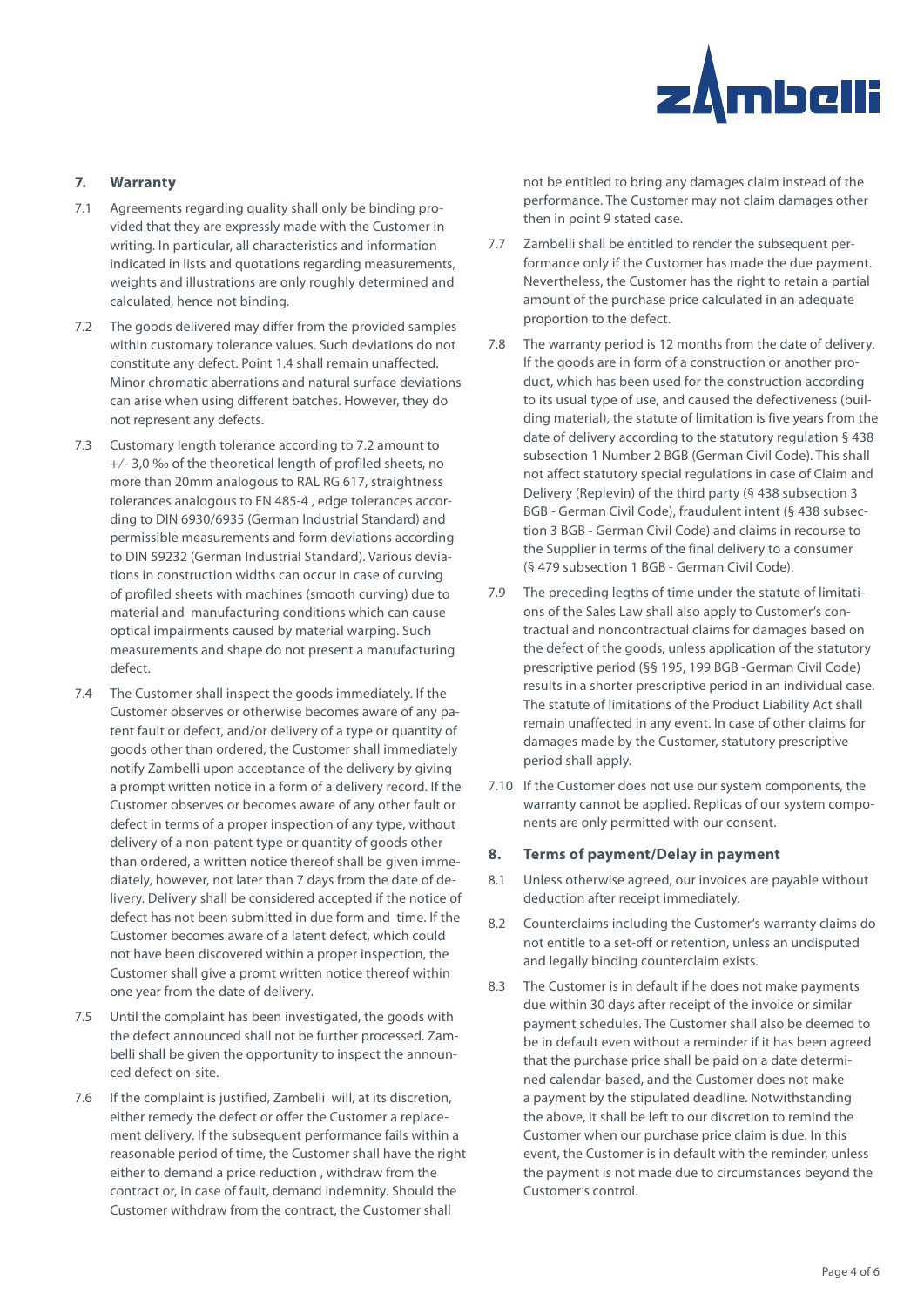## 7. Warranty

7.1 Agreements regarding quality shall only be binding provided that they are expressly made with the Customer in writing. In particular, all characteristics and information indicated in lists and quotations regarding measurements, weights and illustrations are only roughly determined and calculated, hence not binding.

7.2 The goods delivered may differ from the provided samples within customary tolerance values. Such deviations do not constitute any defect. Point 1.4 shall remain unaffected. Minor chromatic aberrations and natural surface deviations can arise when using different batches. However, they do not represent any defects.

7.3 Customary length tolerance according to 7.2 amount to +/- 3,0 ‰ of the theoretical length of profiled sheets, no more than 20mm analogous to RAL RG 617, straightness tolerances analogous to EN 485-4 , edge tolerances according to DIN 6930/6935 (German Industrial Standard) and permissible measurements and form deviations according to DIN 59232 (German Industrial Standard). Various deviations in construction widths can occur in case of curving of profiled sheets with machines (smooth curving) due to material and manufacturing conditions which can cause optical impairments caused by material warping. Such measurements and shape do not present a manufacturing defect.

7.4 The Customer shall inspect the goods immediately. If the Customer observes or otherwise becomes aware of any patent fault or defect, and/or delivery of a type or quantity of goods other than ordered, the Customer shall immediately notify Zambelli upon acceptance of the delivery by giving a prompt written notice in a form of a delivery record. If the Customer observes or becomes aware of any other fault or defect in terms of a proper inspection of any type, without delivery of a non-patent type or quantity of goods other than ordered, a written notice thereof shall be given immediately, however, not later than 7 days from the date of delivery. Delivery shall be considered accepted if the notice of defect has not been submitted in due form and time. If the Customer becomes aware of a latent defect, which could not have been discovered within a proper inspection, the Customer shall give a promt written notice thereof within one year from the date of delivery.

7.5 Until the complaint has been investigated, the goods with the defect announced shall not be further processed. Zambelli shall be given the opportunity to inspect the announced defect on-site.

7.6 If the complaint is justified, Zambelli will, at its discretion, either remedy the defect or offer the Customer a replacement delivery. If the subsequent performance fails within a reasonable period of time, the Customer shall have the right either to demand a price reduction , withdraw from the contract or, in case of fault, demand indemnity. Should the Customer withdraw from the contract, the Customer shall not be entitled to bring any damages claim instead of the performance. The Customer may not claim damages other then in point 9 stated case.

7.7 Zambelli shall be entitled to render the subsequent performance only if the Customer has made the due payment. Nevertheless, the Customer has the right to retain a partial amount of the purchase price calculated in an adequate proportion to the defect.

7.8 The warranty period is 12 months from the date of delivery. If the goods are in form of a construction or another product, which has been used for the construction according to its usual type of use, and caused the defectiveness (building material), the statute of limitation is five years from the date of delivery according to the statutory regulation § 438 subsection 1 Number 2 BGB (German Civil Code). This shall not affect statutory special regulations in case of Claim and Delivery (Replevin) of the third party (§ 438 subsection 3 BGB - German Civil Code), fraudulent intent (§ 438 subsection 3 BGB - German Civil Code) and claims in recourse to the Supplier in terms of the final delivery to a consumer (§ 479 subsection 1 BGB - German Civil Code).

7.9 The preceding legths of time under the statute of limitations of the Sales Law shall also apply to Customer's contractual and noncontractual claims for damages based on the defect of the goods, unless application of the statutory prescriptive period (§§ 195, 199 BGB -German Civil Code) results in a shorter prescriptive period in an individual case. The statute of limitations of the Product Liability Act shall remain unaffected in any event. In case of other claims for damages made by the Customer, statutory prescriptive period shall apply.

7.10 If the Customer does not use our system components, the warranty cannot be applied. Replicas of our system components are only permitted with our consent.

## 8. Terms of payment/Delay in payment

8.1 Unless otherwise agreed, our invoices are payable without deduction after receipt immediately.

8.2 Counterclaims including the Customer's warranty claims do not entitle to a set-off or retention, unless an undisputed and legally binding counterclaim exists.

8.3 The Customer is in default if he does not make payments due within 30 days after receipt of the invoice or similar payment schedules. The Customer shall also be deemed to be in default even without a reminder if it has been agreed that the purchase price shall be paid on a date determined calendar-based, and the Customer does not make a payment by the stipulated deadline. Notwithstanding the above, it shall be left to our discretion to remind the Customer when our purchase price claim is due. In this event, the Customer is in default with the reminder, unless the payment is not made due to circumstances beyond the Customer's control.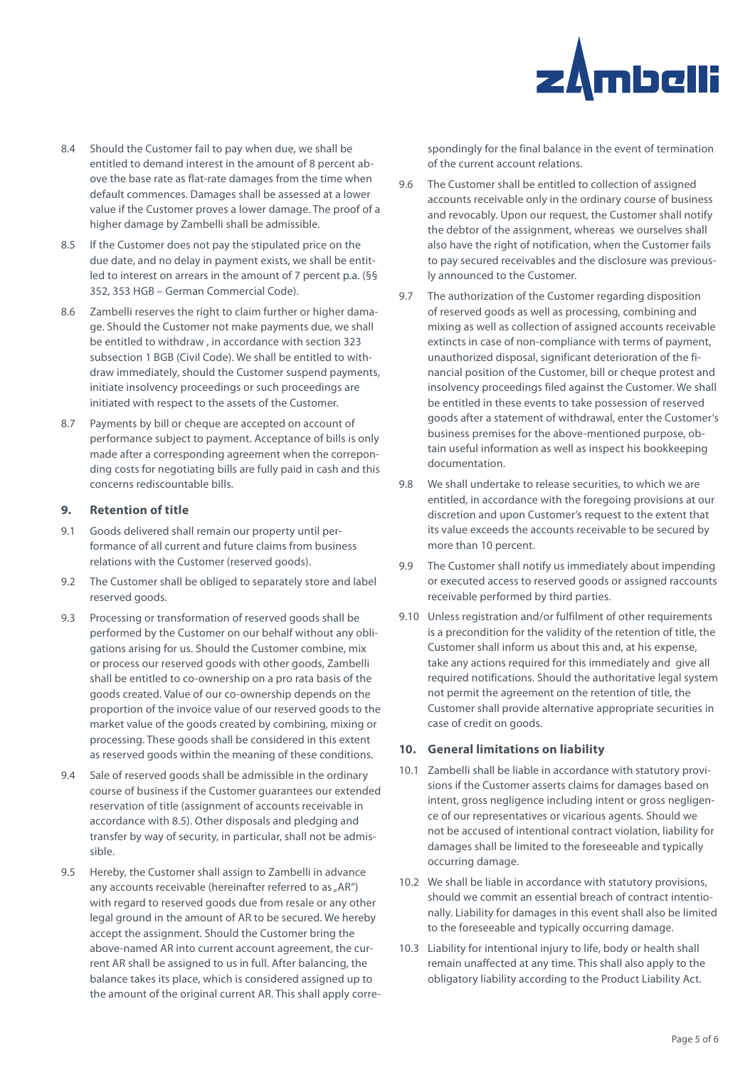8.4 Should the Customer fail to pay when due, we shall be entitled to demand interest in the amount of 8 percent above the base rate as flat-rate damages from the time when default commences. Damages shall be assessed at a lower value if the Customer proves a lower damage. The proof of a higher damage by Zambelli shall be admissible.

8.5 If the Customer does not pay the stipulated price on the due date, and no delay in payment exists, we shall be entitled to interest on arrears in the amount of 7 percent p.a. (§§ 352, 353 HGB – German Commercial Code).

8.6 Zambelli reserves the right to claim further or higher damage. Should the Customer not make payments due, we shall be entitled to withdraw , in accordance with section 323 subsection 1 BGB (Civil Code). We shall be entitled to withdraw immediately, should the Customer suspend payments, initiate insolvency proceedings or such proceedings are initiated with respect to the assets of the Customer.

8.7 Payments by bill or cheque are accepted on account of performance subject to payment. Acceptance of bills is only made after a corresponding agreement when the correponding costs for negotiating bills are fully paid in cash and this concerns rediscountable bills.

## 9. Retention of title

9.1 Goods delivered shall remain our property until performance of all current and future claims from business relations with the Customer (reserved goods).

9.2 The Customer shall be obliged to separately store and label reserved goods.

9.3 Processing or transformation of reserved goods shall be performed by the Customer on our behalf without any obligations arising for us. Should the Customer combine, mix or process our reserved goods with other goods, Zambelli shall be entitled to co-ownership on a pro rata basis of the goods created. Value of our co-ownership depends on the proportion of the invoice value of our reserved goods to the market value of the goods created by combining, mixing or processing. These goods shall be considered in this extent as reserved goods within the meaning of these conditions.

9.4 Sale of reserved goods shall be admissible in the ordinary course of business if the Customer guarantees our extended reservation of title (assignment of accounts receivable in accordance with 8.5). Other disposals and pledging and transfer by way of security, in particular, shall not be admissible.

9.5 Hereby, the Customer shall assign to Zambelli in advance any accounts receivable (hereinafter referred to as „AR") with regard to reserved goods due from resale or any other legal ground in the amount of AR to be secured. We hereby accept the assignment. Should the Customer bring the above-named AR into current account agreement, the current AR shall be assigned to us in full. After balancing, the balance takes its place, which is considered assigned up to the amount of the original current AR. This shall apply correspondingly for the final balance in the event of termination of the current account relations.

9.6 The Customer shall be entitled to collection of assigned accounts receivable only in the ordinary course of business and revocably. Upon our request, the Customer shall notify the debtor of the assignment, whereas we ourselves shall also have the right of notification, when the Customer fails to pay secured receivables and the disclosure was previously announced to the Customer.

9.7 The authorization of the Customer regarding disposition of reserved goods as well as processing, combining and mixing as well as collection of assigned accounts receivable extincts in case of non-compliance with terms of payment, unauthorized disposal, significant deterioration of the financial position of the Customer, bill or cheque protest and insolvency proceedings filed against the Customer. We shall be entitled in these events to take possession of reserved goods after a statement of withdrawal, enter the Customer's business premises for the above-mentioned purpose, obtain useful information as well as inspect his bookkeeping documentation.

9.8 We shall undertake to release securities, to which we are entitled, in accordance with the foregoing provisions at our discretion and upon Customer's request to the extent that its value exceeds the accounts receivable to be secured by more than 10 percent.

9.9 The Customer shall notify us immediately about impending or executed access to reserved goods or assigned raccounts receivable performed by third parties.

9.10 Unless registration and/or fulfilment of other requirements is a precondition for the validity of the retention of title, the Customer shall inform us about this and, at his expense, take any actions required for this immediately and give all required notifications. Should the authoritative legal system not permit the agreement on the retention of title, the Customer shall provide alternative appropriate securities in case of credit on goods.

## 10. General limitations on liability

10.1 Zambelli shall be liable in accordance with statutory provisions if the Customer asserts claims for damages based on intent, gross negligence including intent or gross negligence of our representatives or vicarious agents. Should we not be accused of intentional contract violation, liability for damages shall be limited to the foreseeable and typically occurring damage.

10.2 We shall be liable in accordance with statutory provisions, should we commit an essential breach of contract intentionally. Liability for damages in this event shall also be limited to the foreseeable and typically occurring damage.

10.3 Liability for intentional injury to life, body or health shall remain unaffected at any time. This shall also apply to the obligatory liability according to the Product Liability Act.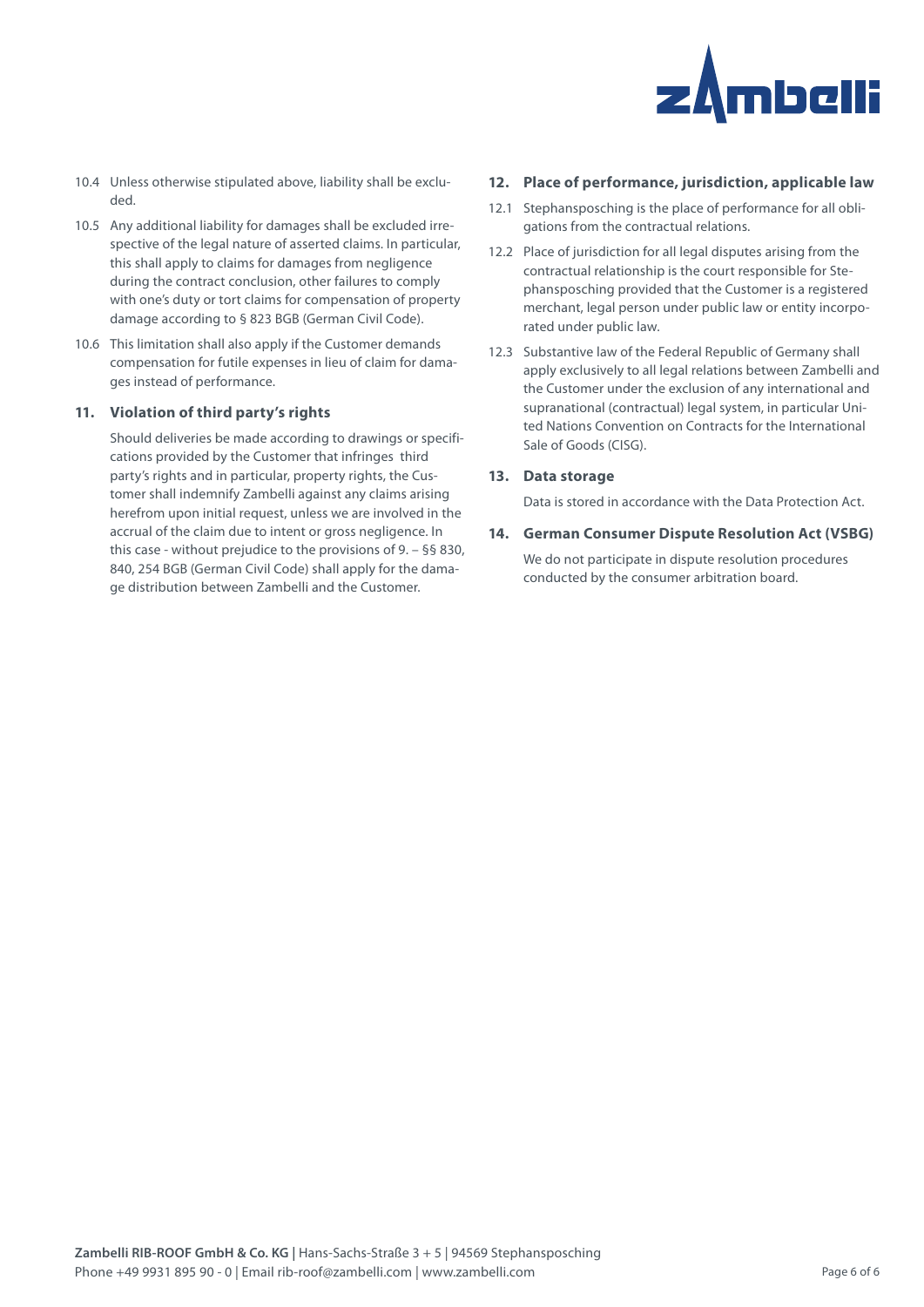10.4 Unless otherwise stipulated above, liability shall be excluded.

10.5 Any additional liability for damages shall be excluded irrespective of the legal nature of asserted claims. In particular, this shall apply to claims for damages from negligence during the contract conclusion, other failures to comply with one's duty or tort claims for compensation of property damage according to § 823 BGB (German Civil Code).

10.6 This limitation shall also apply if the Customer demands compensation for futile expenses in lieu of claim for damages instead of performance.

## 11. Violation of third party's rights

Should deliveries be made according to drawings or specifications provided by the Customer that infringes third party's rights and in particular, property rights, the Customer shall indemnify Zambelli against any claims arising herefrom upon initial request, unless we are involved in the accrual of the claim due to intent or gross negligence. In this case - without prejudice to the provisions of 9. – §§ 830, 840, 254 BGB (German Civil Code) shall apply for the damage distribution between Zambelli and the Customer.

## 12. Place of performance, jurisdiction, applicable law

12.1 Stephansposching is the place of performance for all obligations from the contractual relations.

12.2 Place of jurisdiction for all legal disputes arising from the contractual relationship is the court responsible for Stephansposching provided that the Customer is a registered merchant, legal person under public law or entity incorporated under public law.

12.3 Substantive law of the Federal Republic of Germany shall apply exclusively to all legal relations between Zambelli and the Customer under the exclusion of any international and supranational (contractual) legal system, in particular United Nations Convention on Contracts for the International Sale of Goods (CISG).

## 13. Data storage

Data is stored in accordance with the Data Protection Act.

## 14. German Consumer Dispute Resolution Act (VSBG)

We do not participate in dispute resolution procedures conducted by the consumer arbitration board.

**Zambelli RIB-ROOF GmbH & Co. KG** | Hans-Sachs-Straße 3 + 5 | 94569 Stephansposching
Phone +49 9931 895 90 - 0 | Email rib-roof@zambelli.com | www.zambelli.com